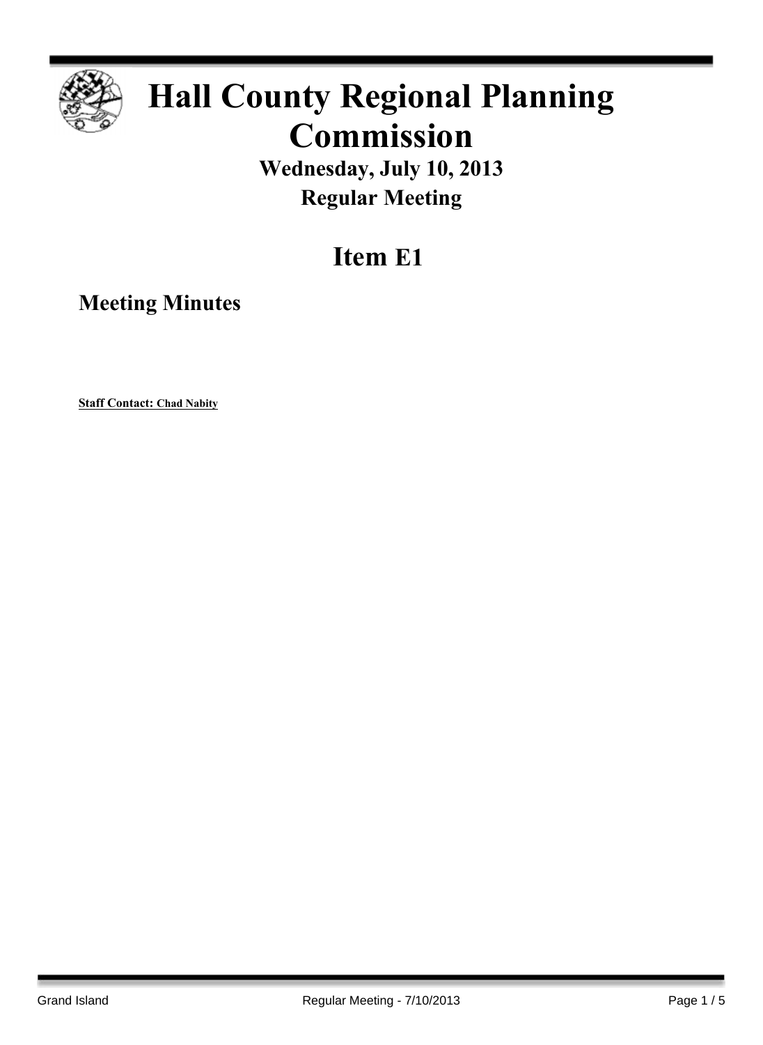# Hall County Regional Planning Commission

## Wednesday, July 10, 2013

## Regular Meeting

# Item E1

## Meeting Minutes

**Staff Contact: Chad Nabity**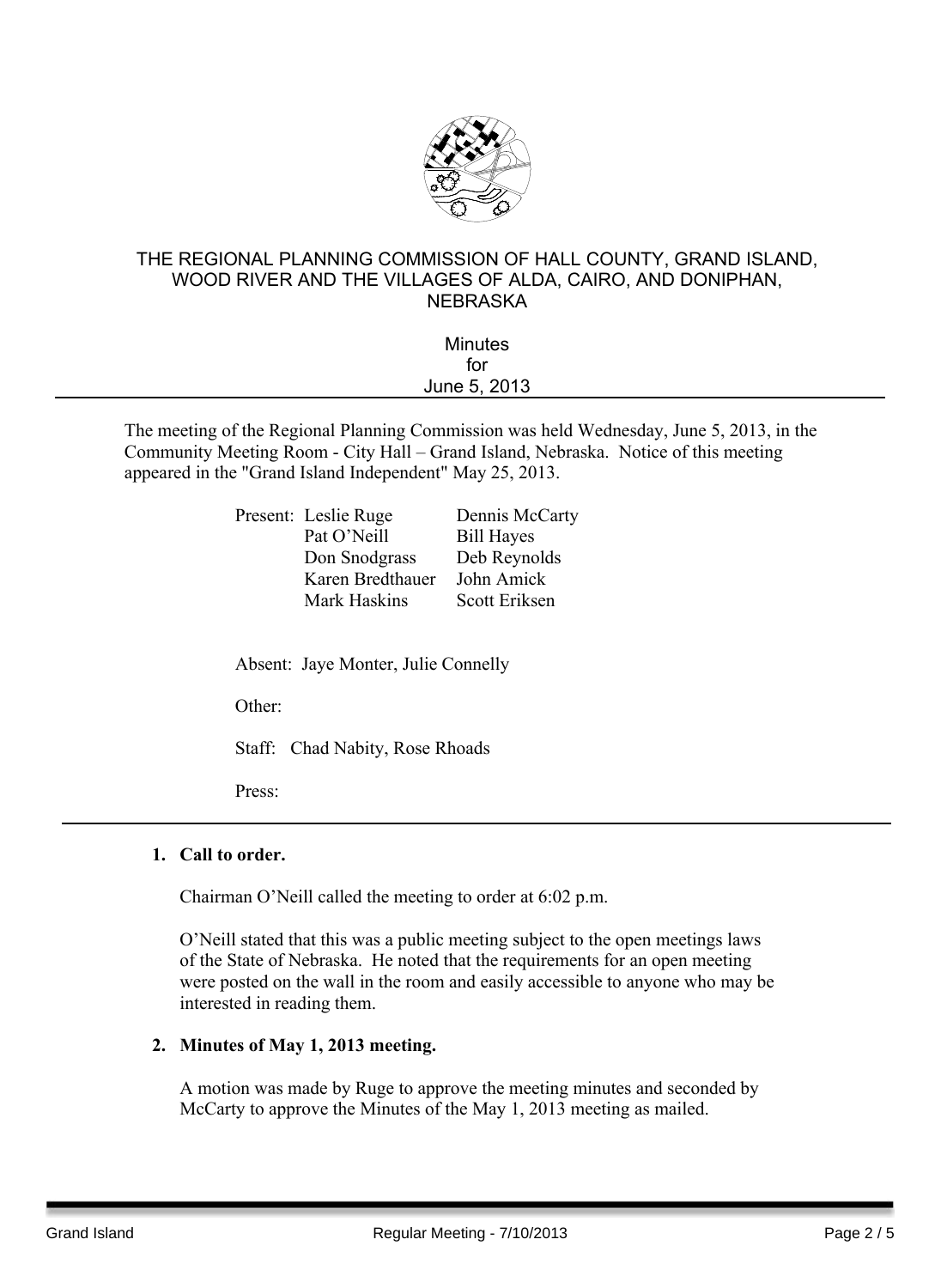# THE REGIONAL PLANNING COMMISSION OF HALL COUNTY, GRAND ISLAND, WOOD RIVER AND THE VILLAGES OF ALDA, CAIRO, AND DONIPHAN, NEBRASKA

Minutes
for
June 5, 2013

---

The meeting of the Regional Planning Commission was held Wednesday, June 5, 2013, in the Community Meeting Room - City Hall – Grand Island, Nebraska. Notice of this meeting appeared in the "Grand Island Independent" May 25, 2013.

Present: Leslie Ruge, Dennis McCarty, Pat O'Neill, Bill Hayes, Don Snodgrass, Deb Reynolds, Karen Bredthauer, John Amick, Mark Haskins, Scott Eriksen

Absent: Jaye Monter, Julie Connelly

Other:

Staff: Chad Nabity, Rose Rhoads

Press:

---

**1. Call to order.**

Chairman O'Neill called the meeting to order at 6:02 p.m.

O'Neill stated that this was a public meeting subject to the open meetings laws of the State of Nebraska. He noted that the requirements for an open meeting were posted on the wall in the room and easily accessible to anyone who may be interested in reading them.

**2. Minutes of May 1, 2013 meeting.**

A motion was made by Ruge to approve the meeting minutes and seconded by McCarty to approve the Minutes of the May 1, 2013 meeting as mailed.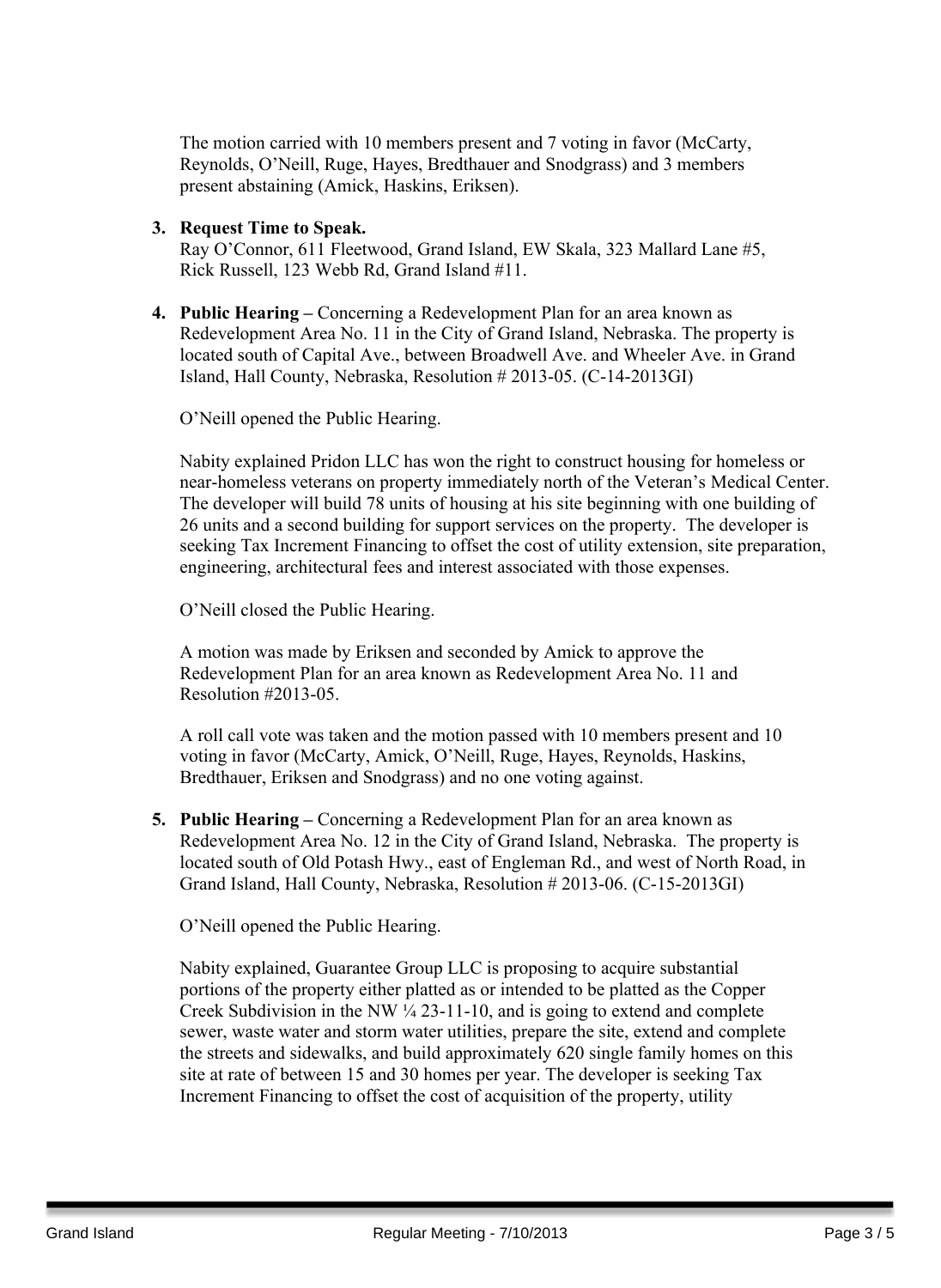The motion carried with 10 members present and 7 voting in favor (McCarty, Reynolds, O'Neill, Ruge, Hayes, Bredthauer and Snodgrass) and 3 members present abstaining (Amick, Haskins, Eriksen).

3. **Request Time to Speak.**
   Ray O'Connor, 611 Fleetwood, Grand Island, EW Skala, 323 Mallard Lane #5, Rick Russell, 123 Webb Rd, Grand Island #11.

4. **Public Hearing –** Concerning a Redevelopment Plan for an area known as Redevelopment Area No. 11 in the City of Grand Island, Nebraska. The property is located south of Capital Ave., between Broadwell Ave. and Wheeler Ave. in Grand Island, Hall County, Nebraska, Resolution # 2013-05. (C-14-2013GI)

   O'Neill opened the Public Hearing.

   Nabity explained Pridon LLC has won the right to construct housing for homeless or near-homeless veterans on property immediately north of the Veteran's Medical Center. The developer will build 78 units of housing at his site beginning with one building of 26 units and a second building for support services on the property. The developer is seeking Tax Increment Financing to offset the cost of utility extension, site preparation, engineering, architectural fees and interest associated with those expenses.

   O'Neill closed the Public Hearing.

   A motion was made by Eriksen and seconded by Amick to approve the Redevelopment Plan for an area known as Redevelopment Area No. 11 and Resolution #2013-05.

   A roll call vote was taken and the motion passed with 10 members present and 10 voting in favor (McCarty, Amick, O'Neill, Ruge, Hayes, Reynolds, Haskins, Bredthauer, Eriksen and Snodgrass) and no one voting against.

5. **Public Hearing –** Concerning a Redevelopment Plan for an area known as Redevelopment Area No. 12 in the City of Grand Island, Nebraska. The property is located south of Old Potash Hwy., east of Engleman Rd., and west of North Road, in Grand Island, Hall County, Nebraska, Resolution # 2013-06. (C-15-2013GI)

   O'Neill opened the Public Hearing.

   Nabity explained, Guarantee Group LLC is proposing to acquire substantial portions of the property either platted as or intended to be platted as the Copper Creek Subdivision in the NW ¼ 23-11-10, and is going to extend and complete sewer, waste water and storm water utilities, prepare the site, extend and complete the streets and sidewalks, and build approximately 620 single family homes on this site at rate of between 15 and 30 homes per year. The developer is seeking Tax Increment Financing to offset the cost of acquisition of the property, utility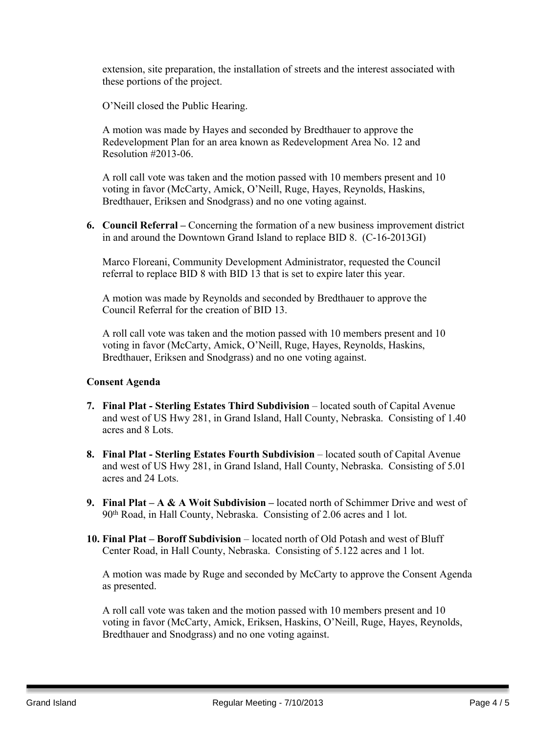extension, site preparation, the installation of streets and the interest associated with these portions of the project.

O'Neill closed the Public Hearing.

A motion was made by Hayes and seconded by Bredthauer to approve the Redevelopment Plan for an area known as Redevelopment Area No. 12 and Resolution #2013-06.

A roll call vote was taken and the motion passed with 10 members present and 10 voting in favor (McCarty, Amick, O'Neill, Ruge, Hayes, Reynolds, Haskins, Bredthauer, Eriksen and Snodgrass) and no one voting against.

6. **Council Referral –** Concerning the formation of a new business improvement district in and around the Downtown Grand Island to replace BID 8. (C-16-2013GI)

   Marco Floreani, Community Development Administrator, requested the Council referral to replace BID 8 with BID 13 that is set to expire later this year.

   A motion was made by Reynolds and seconded by Bredthauer to approve the Council Referral for the creation of BID 13.

   A roll call vote was taken and the motion passed with 10 members present and 10 voting in favor (McCarty, Amick, O'Neill, Ruge, Hayes, Reynolds, Haskins, Bredthauer, Eriksen and Snodgrass) and no one voting against.

**Consent Agenda**

7. **Final Plat - Sterling Estates Third Subdivision** – located south of Capital Avenue and west of US Hwy 281, in Grand Island, Hall County, Nebraska. Consisting of 1.40 acres and 8 Lots.

8. **Final Plat - Sterling Estates Fourth Subdivision** – located south of Capital Avenue and west of US Hwy 281, in Grand Island, Hall County, Nebraska. Consisting of 5.01 acres and 24 Lots.

9. **Final Plat – A & A Woit Subdivision –** located north of Schimmer Drive and west of 90th Road, in Hall County, Nebraska. Consisting of 2.06 acres and 1 lot.

10. **Final Plat – Boroff Subdivision** – located north of Old Potash and west of Bluff Center Road, in Hall County, Nebraska. Consisting of 5.122 acres and 1 lot.

    A motion was made by Ruge and seconded by McCarty to approve the Consent Agenda as presented.

    A roll call vote was taken and the motion passed with 10 members present and 10 voting in favor (McCarty, Amick, Eriksen, Haskins, O'Neill, Ruge, Hayes, Reynolds, Bredthauer and Snodgrass) and no one voting against.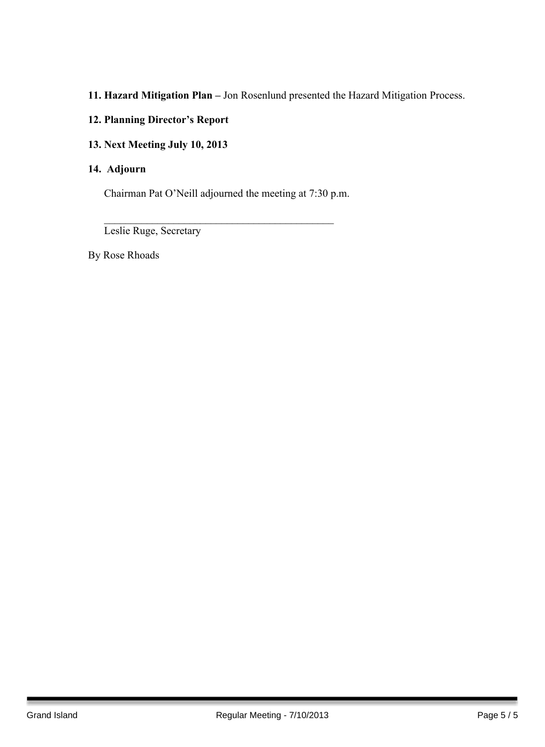**11. Hazard Mitigation Plan –** Jon Rosenlund presented the Hazard Mitigation Process.

**12. Planning Director's Report**

**13. Next Meeting July 10, 2013**

**14. Adjourn**

Chairman Pat O'Neill adjourned the meeting at 7:30 p.m.

\_\_\_\_\_\_\_\_\_\_\_\_\_\_\_\_\_\_\_\_\_\_\_\_\_\_\_\_\_\_\_\_\_\_\_\_\_\_\_\_\_\_\_\_

Leslie Ruge, Secretary

By Rose Rhoads